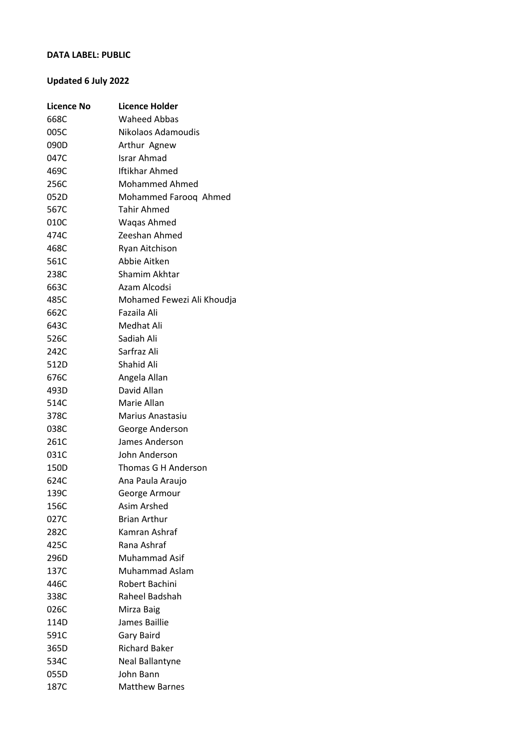**DATA LABEL: PUBLIC**

**Updated 6 July 2022**

| Licence No | Licence Holder |
| --- | --- |
| 668C | Waheed Abbas |
| 005C | Nikolaos Adamoudis |
| 090D | Arthur Agnew |
| 047C | Israr Ahmad |
| 469C | Iftikhar Ahmed |
| 256C | Mohammed Ahmed |
| 052D | Mohammed Farooq Ahmed |
| 567C | Tahir Ahmed |
| 010C | Waqas Ahmed |
| 474C | Zeeshan Ahmed |
| 468C | Ryan Aitchison |
| 561C | Abbie Aitken |
| 238C | Shamim Akhtar |
| 663C | Azam Alcodsi |
| 485C | Mohamed Fewezi Ali Khoudja |
| 662C | Fazaila Ali |
| 643C | Medhat Ali |
| 526C | Sadiah Ali |
| 242C | Sarfraz Ali |
| 512D | Shahid Ali |
| 676C | Angela Allan |
| 493D | David Allan |
| 514C | Marie Allan |
| 378C | Marius Anastasiu |
| 038C | George Anderson |
| 261C | James Anderson |
| 031C | John Anderson |
| 150D | Thomas G H Anderson |
| 624C | Ana Paula Araujo |
| 139C | George Armour |
| 156C | Asim Arshed |
| 027C | Brian Arthur |
| 282C | Kamran Ashraf |
| 425C | Rana Ashraf |
| 296D | Muhammad Asif |
| 137C | Muhammad Aslam |
| 446C | Robert Bachini |
| 338C | Raheel Badshah |
| 026C | Mirza Baig |
| 114D | James Baillie |
| 591C | Gary Baird |
| 365D | Richard Baker |
| 534C | Neal Ballantyne |
| 055D | John Bann |
| 187C | Matthew Barnes |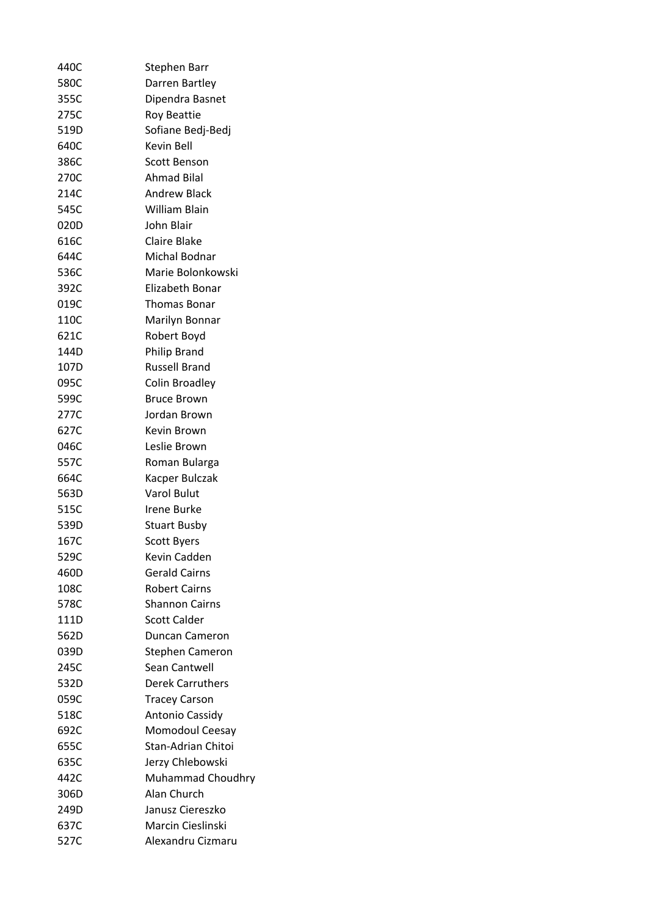| | |
|---|---|
| 440C | Stephen Barr |
| 580C | Darren Bartley |
| 355C | Dipendra Basnet |
| 275C | Roy Beattie |
| 519D | Sofiane Bedj-Bedj |
| 640C | Kevin Bell |
| 386C | Scott Benson |
| 270C | Ahmad Bilal |
| 214C | Andrew Black |
| 545C | William Blain |
| 020D | John Blair |
| 616C | Claire Blake |
| 644C | Michal Bodnar |
| 536C | Marie Bolonkowski |
| 392C | Elizabeth Bonar |
| 019C | Thomas Bonar |
| 110C | Marilyn Bonnar |
| 621C | Robert Boyd |
| 144D | Philip Brand |
| 107D | Russell Brand |
| 095C | Colin Broadley |
| 599C | Bruce Brown |
| 277C | Jordan Brown |
| 627C | Kevin Brown |
| 046C | Leslie Brown |
| 557C | Roman Bularga |
| 664C | Kacper Bulczak |
| 563D | Varol Bulut |
| 515C | Irene Burke |
| 539D | Stuart Busby |
| 167C | Scott Byers |
| 529C | Kevin Cadden |
| 460D | Gerald Cairns |
| 108C | Robert Cairns |
| 578C | Shannon Cairns |
| 111D | Scott Calder |
| 562D | Duncan Cameron |
| 039D | Stephen Cameron |
| 245C | Sean Cantwell |
| 532D | Derek Carruthers |
| 059C | Tracey Carson |
| 518C | Antonio Cassidy |
| 692C | Momodoul Ceesay |
| 655C | Stan-Adrian Chitoi |
| 635C | Jerzy Chlebowski |
| 442C | Muhammad Choudhry |
| 306D | Alan Church |
| 249D | Janusz Ciereszko |
| 637C | Marcin Cieslinski |
| 527C | Alexandru Cizmaru |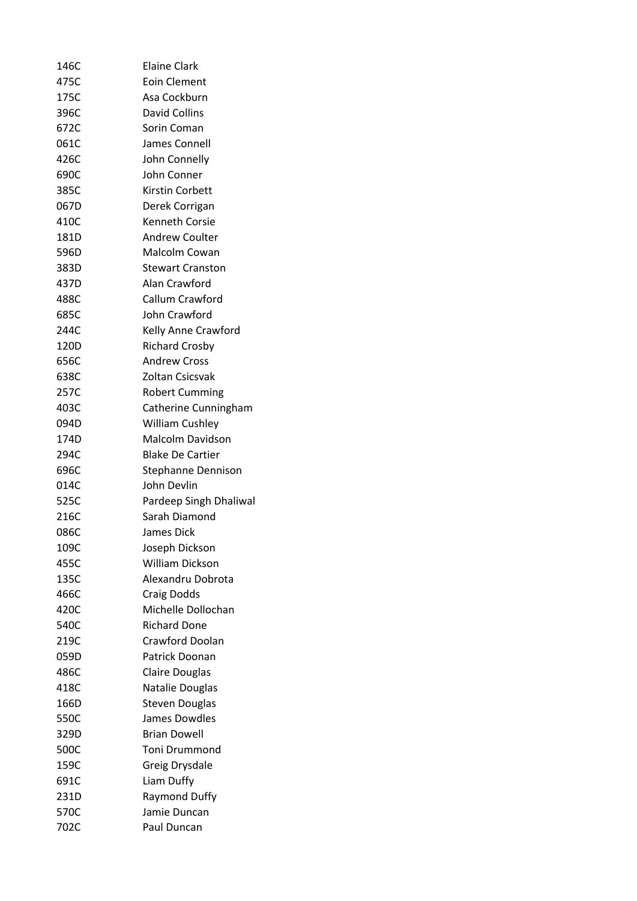| | |
|---|---|
| 146C | Elaine Clark |
| 475C | Eoin Clement |
| 175C | Asa Cockburn |
| 396C | David Collins |
| 672C | Sorin Coman |
| 061C | James Connell |
| 426C | John Connelly |
| 690C | John Conner |
| 385C | Kirstin Corbett |
| 067D | Derek Corrigan |
| 410C | Kenneth Corsie |
| 181D | Andrew Coulter |
| 596D | Malcolm Cowan |
| 383D | Stewart Cranston |
| 437D | Alan Crawford |
| 488C | Callum Crawford |
| 685C | John Crawford |
| 244C | Kelly Anne Crawford |
| 120D | Richard Crosby |
| 656C | Andrew Cross |
| 638C | Zoltan Csicsvak |
| 257C | Robert Cumming |
| 403C | Catherine Cunningham |
| 094D | William Cushley |
| 174D | Malcolm Davidson |
| 294C | Blake De Cartier |
| 696C | Stephanne Dennison |
| 014C | John Devlin |
| 525C | Pardeep Singh Dhaliwal |
| 216C | Sarah Diamond |
| 086C | James Dick |
| 109C | Joseph Dickson |
| 455C | William Dickson |
| 135C | Alexandru Dobrota |
| 466C | Craig Dodds |
| 420C | Michelle Dollochan |
| 540C | Richard Done |
| 219C | Crawford Doolan |
| 059D | Patrick Doonan |
| 486C | Claire Douglas |
| 418C | Natalie Douglas |
| 166D | Steven Douglas |
| 550C | James Dowdles |
| 329D | Brian Dowell |
| 500C | Toni Drummond |
| 159C | Greig Drysdale |
| 691C | Liam Duffy |
| 231D | Raymond Duffy |
| 570C | Jamie Duncan |
| 702C | Paul Duncan |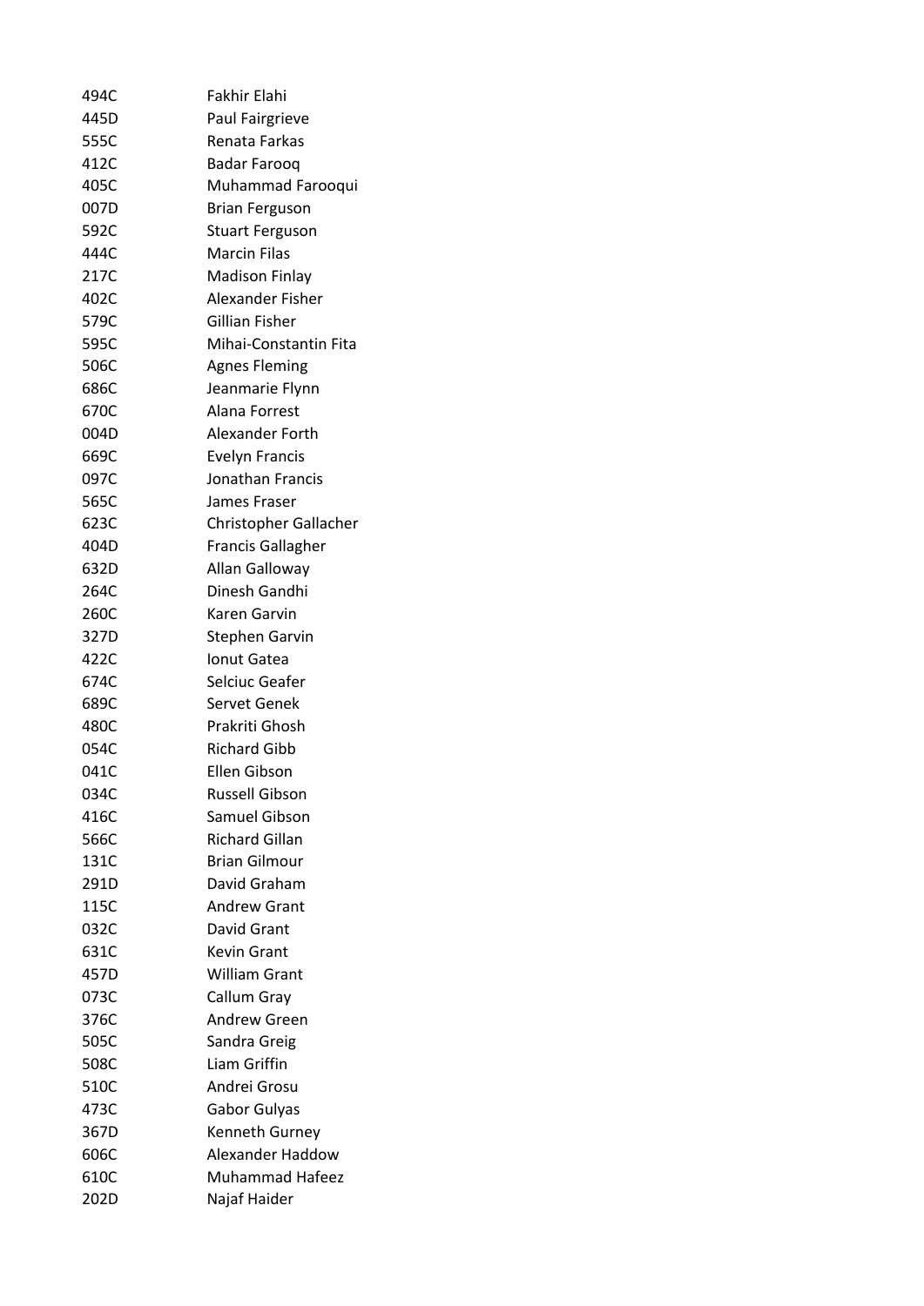| | |
|---|---|
| 494C | Fakhir Elahi |
| 445D | Paul Fairgrieve |
| 555C | Renata Farkas |
| 412C | Badar Farooq |
| 405C | Muhammad Farooqui |
| 007D | Brian Ferguson |
| 592C | Stuart Ferguson |
| 444C | Marcin Filas |
| 217C | Madison Finlay |
| 402C | Alexander Fisher |
| 579C | Gillian Fisher |
| 595C | Mihai-Constantin Fita |
| 506C | Agnes Fleming |
| 686C | Jeanmarie Flynn |
| 670C | Alana Forrest |
| 004D | Alexander Forth |
| 669C | Evelyn Francis |
| 097C | Jonathan Francis |
| 565C | James Fraser |
| 623C | Christopher Gallacher |
| 404D | Francis Gallagher |
| 632D | Allan Galloway |
| 264C | Dinesh Gandhi |
| 260C | Karen Garvin |
| 327D | Stephen Garvin |
| 422C | Ionut Gatea |
| 674C | Selciuc Geafer |
| 689C | Servet Genek |
| 480C | Prakriti Ghosh |
| 054C | Richard Gibb |
| 041C | Ellen Gibson |
| 034C | Russell Gibson |
| 416C | Samuel Gibson |
| 566C | Richard Gillan |
| 131C | Brian Gilmour |
| 291D | David Graham |
| 115C | Andrew Grant |
| 032C | David Grant |
| 631C | Kevin Grant |
| 457D | William Grant |
| 073C | Callum Gray |
| 376C | Andrew Green |
| 505C | Sandra Greig |
| 508C | Liam Griffin |
| 510C | Andrei Grosu |
| 473C | Gabor Gulyas |
| 367D | Kenneth Gurney |
| 606C | Alexander Haddow |
| 610C | Muhammad Hafeez |
| 202D | Najaf Haider |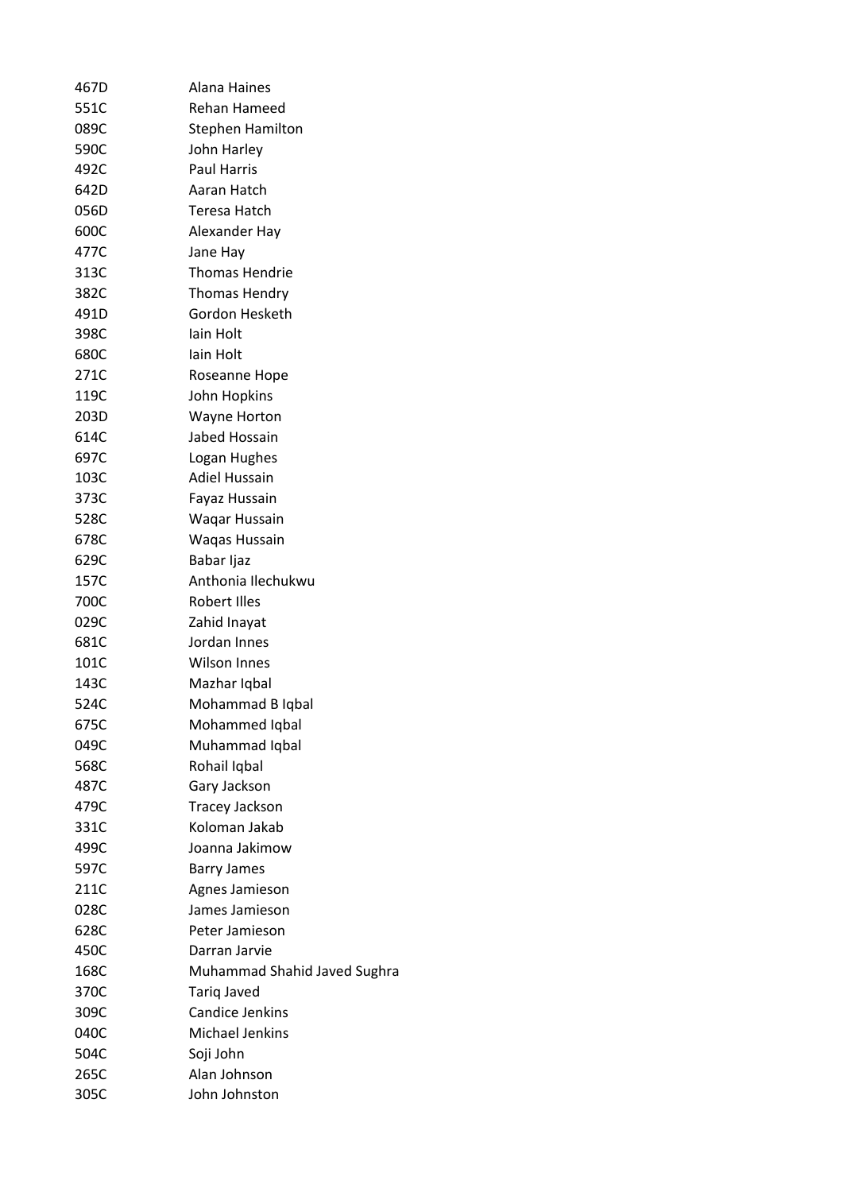| | |
|---|---|
| 467D | Alana Haines |
| 551C | Rehan Hameed |
| 089C | Stephen Hamilton |
| 590C | John Harley |
| 492C | Paul Harris |
| 642D | Aaran Hatch |
| 056D | Teresa Hatch |
| 600C | Alexander Hay |
| 477C | Jane Hay |
| 313C | Thomas Hendrie |
| 382C | Thomas Hendry |
| 491D | Gordon Hesketh |
| 398C | Iain Holt |
| 680C | Iain Holt |
| 271C | Roseanne Hope |
| 119C | John Hopkins |
| 203D | Wayne Horton |
| 614C | Jabed Hossain |
| 697C | Logan Hughes |
| 103C | Adiel Hussain |
| 373C | Fayaz Hussain |
| 528C | Waqar Hussain |
| 678C | Waqas Hussain |
| 629C | Babar Ijaz |
| 157C | Anthonia Ilechukwu |
| 700C | Robert Illes |
| 029C | Zahid Inayat |
| 681C | Jordan Innes |
| 101C | Wilson Innes |
| 143C | Mazhar Iqbal |
| 524C | Mohammad B Iqbal |
| 675C | Mohammed Iqbal |
| 049C | Muhammad Iqbal |
| 568C | Rohail Iqbal |
| 487C | Gary Jackson |
| 479C | Tracey Jackson |
| 331C | Koloman Jakab |
| 499C | Joanna Jakimow |
| 597C | Barry James |
| 211C | Agnes Jamieson |
| 028C | James Jamieson |
| 628C | Peter Jamieson |
| 450C | Darran Jarvie |
| 168C | Muhammad Shahid Javed Sughra |
| 370C | Tariq Javed |
| 309C | Candice Jenkins |
| 040C | Michael Jenkins |
| 504C | Soji John |
| 265C | Alan Johnson |
| 305C | John Johnston |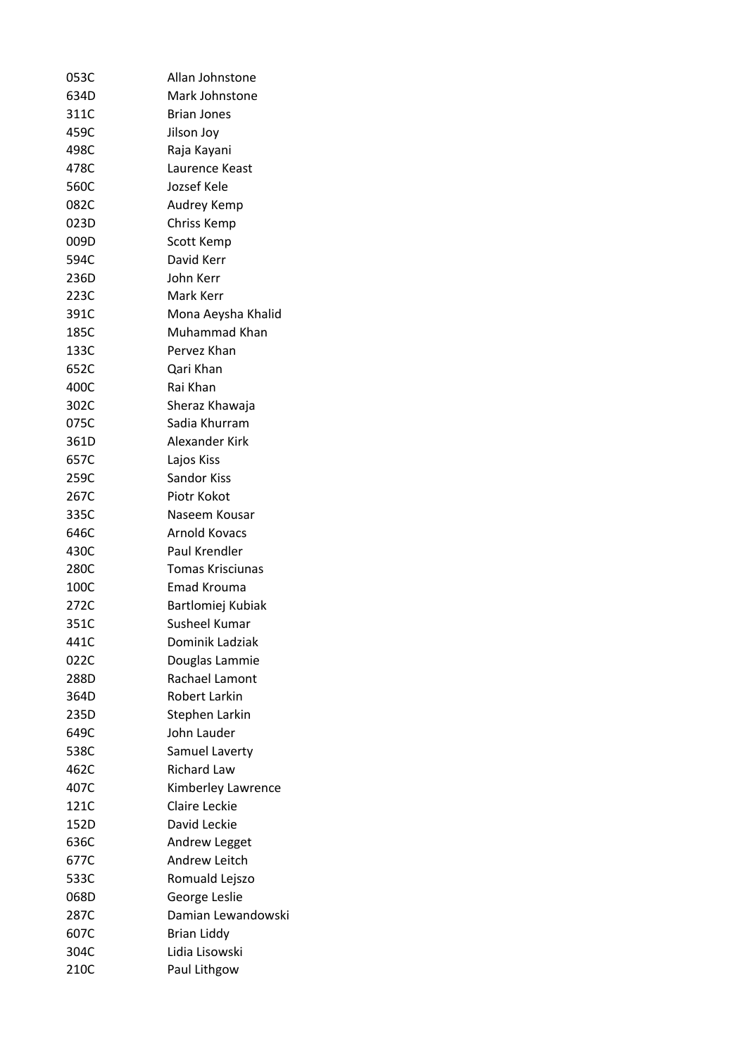| | |
|---|---|
| 053C | Allan Johnstone |
| 634D | Mark Johnstone |
| 311C | Brian Jones |
| 459C | Jilson Joy |
| 498C | Raja Kayani |
| 478C | Laurence Keast |
| 560C | Jozsef Kele |
| 082C | Audrey Kemp |
| 023D | Chriss Kemp |
| 009D | Scott Kemp |
| 594C | David Kerr |
| 236D | John Kerr |
| 223C | Mark Kerr |
| 391C | Mona Aeysha Khalid |
| 185C | Muhammad Khan |
| 133C | Pervez Khan |
| 652C | Qari Khan |
| 400C | Rai Khan |
| 302C | Sheraz Khawaja |
| 075C | Sadia Khurram |
| 361D | Alexander Kirk |
| 657C | Lajos Kiss |
| 259C | Sandor Kiss |
| 267C | Piotr Kokot |
| 335C | Naseem Kousar |
| 646C | Arnold Kovacs |
| 430C | Paul Krendler |
| 280C | Tomas Krisciunas |
| 100C | Emad Krouma |
| 272C | Bartlomiej Kubiak |
| 351C | Susheel Kumar |
| 441C | Dominik Ladziak |
| 022C | Douglas Lammie |
| 288D | Rachael Lamont |
| 364D | Robert Larkin |
| 235D | Stephen Larkin |
| 649C | John Lauder |
| 538C | Samuel Laverty |
| 462C | Richard Law |
| 407C | Kimberley Lawrence |
| 121C | Claire Leckie |
| 152D | David Leckie |
| 636C | Andrew Legget |
| 677C | Andrew Leitch |
| 533C | Romuald Lejszo |
| 068D | George Leslie |
| 287C | Damian Lewandowski |
| 607C | Brian Liddy |
| 304C | Lidia Lisowski |
| 210C | Paul Lithgow |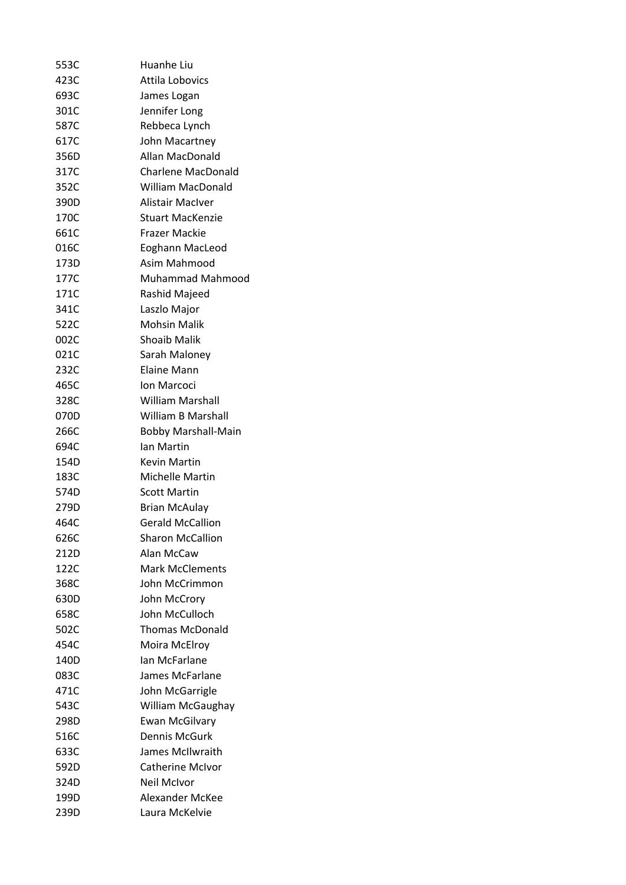| | |
|---|---|
| 553C | Huanhe Liu |
| 423C | Attila Lobovics |
| 693C | James Logan |
| 301C | Jennifer Long |
| 587C | Rebbeca Lynch |
| 617C | John Macartney |
| 356D | Allan MacDonald |
| 317C | Charlene MacDonald |
| 352C | William MacDonald |
| 390D | Alistair MacIver |
| 170C | Stuart MacKenzie |
| 661C | Frazer Mackie |
| 016C | Eoghann MacLeod |
| 173D | Asim Mahmood |
| 177C | Muhammad Mahmood |
| 171C | Rashid Majeed |
| 341C | Laszlo Major |
| 522C | Mohsin Malik |
| 002C | Shoaib Malik |
| 021C | Sarah Maloney |
| 232C | Elaine Mann |
| 465C | Ion Marcoci |
| 328C | William Marshall |
| 070D | William B Marshall |
| 266C | Bobby Marshall-Main |
| 694C | Ian Martin |
| 154D | Kevin Martin |
| 183C | Michelle Martin |
| 574D | Scott Martin |
| 279D | Brian McAulay |
| 464C | Gerald McCallion |
| 626C | Sharon McCallion |
| 212D | Alan McCaw |
| 122C | Mark McClements |
| 368C | John McCrimmon |
| 630D | John McCrory |
| 658C | John McCulloch |
| 502C | Thomas McDonald |
| 454C | Moira McElroy |
| 140D | Ian McFarlane |
| 083C | James McFarlane |
| 471C | John McGarrigle |
| 543C | William McGaughay |
| 298D | Ewan McGilvary |
| 516C | Dennis McGurk |
| 633C | James McIlwraith |
| 592D | Catherine McIvor |
| 324D | Neil McIvor |
| 199D | Alexander McKee |
| 239D | Laura McKelvie |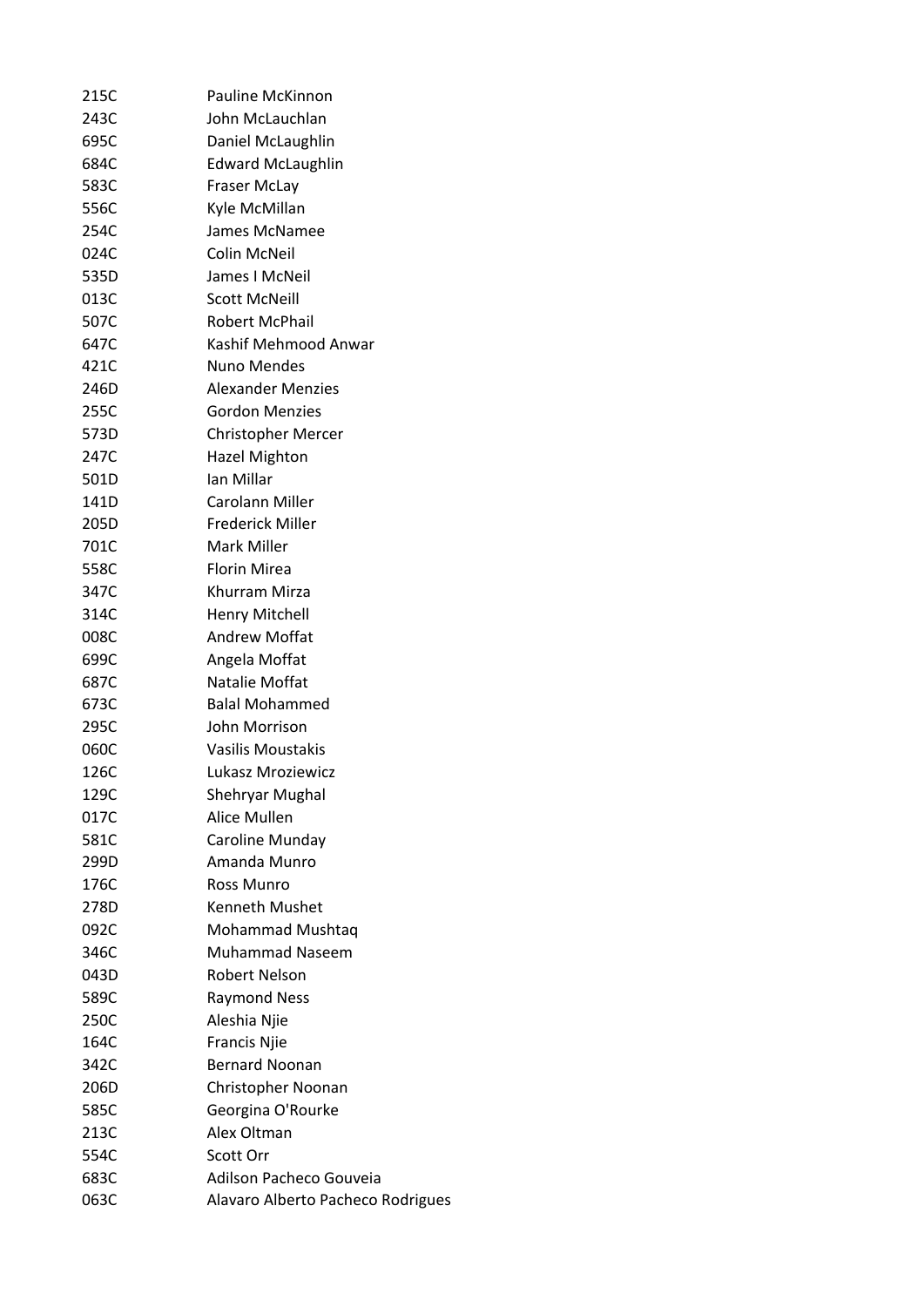| | |
|---|---|
| 215C | Pauline McKinnon |
| 243C | John McLauchlan |
| 695C | Daniel McLaughlin |
| 684C | Edward McLaughlin |
| 583C | Fraser McLay |
| 556C | Kyle McMillan |
| 254C | James McNamee |
| 024C | Colin McNeil |
| 535D | James I McNeil |
| 013C | Scott McNeill |
| 507C | Robert McPhail |
| 647C | Kashif Mehmood Anwar |
| 421C | Nuno Mendes |
| 246D | Alexander Menzies |
| 255C | Gordon Menzies |
| 573D | Christopher Mercer |
| 247C | Hazel Mighton |
| 501D | Ian Millar |
| 141D | Carolann Miller |
| 205D | Frederick Miller |
| 701C | Mark Miller |
| 558C | Florin Mirea |
| 347C | Khurram Mirza |
| 314C | Henry Mitchell |
| 008C | Andrew Moffat |
| 699C | Angela Moffat |
| 687C | Natalie Moffat |
| 673C | Balal Mohammed |
| 295C | John Morrison |
| 060C | Vasilis Moustakis |
| 126C | Lukasz Mroziewicz |
| 129C | Shehryar Mughal |
| 017C | Alice Mullen |
| 581C | Caroline Munday |
| 299D | Amanda Munro |
| 176C | Ross Munro |
| 278D | Kenneth Mushet |
| 092C | Mohammad Mushtaq |
| 346C | Muhammad Naseem |
| 043D | Robert Nelson |
| 589C | Raymond Ness |
| 250C | Aleshia Njie |
| 164C | Francis Njie |
| 342C | Bernard Noonan |
| 206D | Christopher Noonan |
| 585C | Georgina O'Rourke |
| 213C | Alex Oltman |
| 554C | Scott Orr |
| 683C | Adilson Pacheco Gouveia |
| 063C | Alavaro Alberto Pacheco Rodrigues |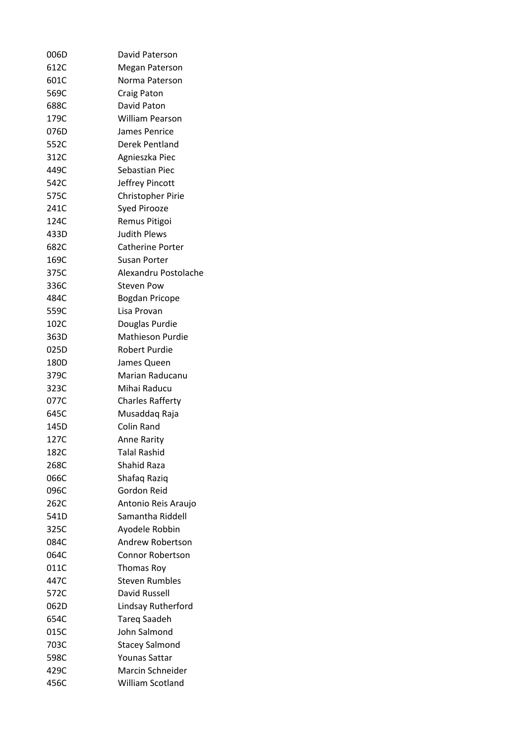| | |
|---|---|
| 006D | David Paterson |
| 612C | Megan Paterson |
| 601C | Norma Paterson |
| 569C | Craig Paton |
| 688C | David Paton |
| 179C | William Pearson |
| 076D | James Penrice |
| 552C | Derek Pentland |
| 312C | Agnieszka Piec |
| 449C | Sebastian Piec |
| 542C | Jeffrey Pincott |
| 575C | Christopher Pirie |
| 241C | Syed Pirooze |
| 124C | Remus Pitigoi |
| 433D | Judith Plews |
| 682C | Catherine Porter |
| 169C | Susan Porter |
| 375C | Alexandru Postolache |
| 336C | Steven Pow |
| 484C | Bogdan Pricope |
| 559C | Lisa Provan |
| 102C | Douglas Purdie |
| 363D | Mathieson Purdie |
| 025D | Robert Purdie |
| 180D | James Queen |
| 379C | Marian Raducanu |
| 323C | Mihai Raducu |
| 077C | Charles Rafferty |
| 645C | Musaddaq Raja |
| 145D | Colin Rand |
| 127C | Anne Rarity |
| 182C | Talal Rashid |
| 268C | Shahid Raza |
| 066C | Shafaq Raziq |
| 096C | Gordon Reid |
| 262C | Antonio Reis Araujo |
| 541D | Samantha Riddell |
| 325C | Ayodele Robbin |
| 084C | Andrew Robertson |
| 064C | Connor Robertson |
| 011C | Thomas Roy |
| 447C | Steven Rumbles |
| 572C | David Russell |
| 062D | Lindsay Rutherford |
| 654C | Tareq Saadeh |
| 015C | John Salmond |
| 703C | Stacey Salmond |
| 598C | Younas Sattar |
| 429C | Marcin Schneider |
| 456C | William Scotland |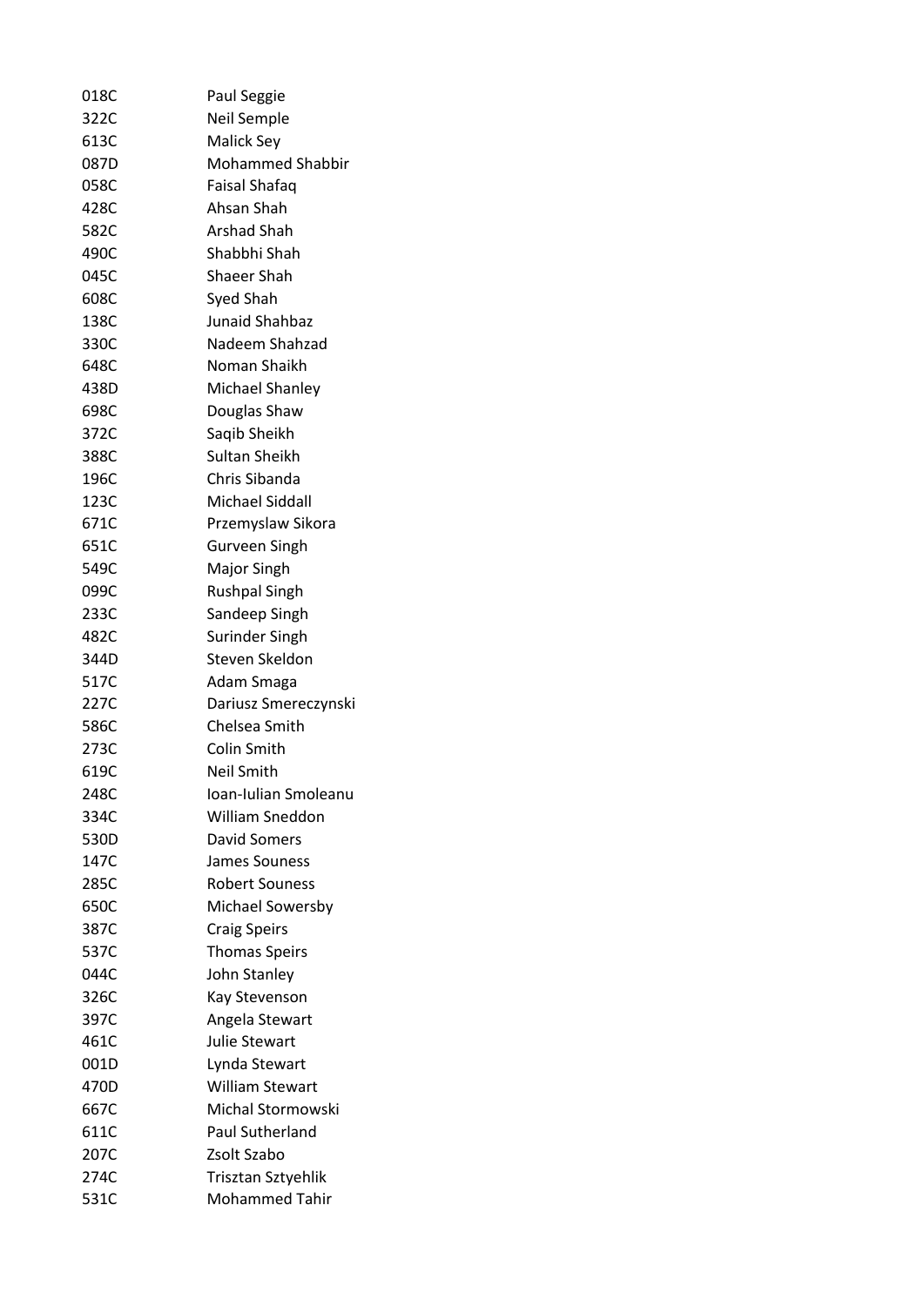| | |
|---|---|
| 018C | Paul Seggie |
| 322C | Neil Semple |
| 613C | Malick Sey |
| 087D | Mohammed Shabbir |
| 058C | Faisal Shafaq |
| 428C | Ahsan Shah |
| 582C | Arshad Shah |
| 490C | Shabbhi Shah |
| 045C | Shaeer Shah |
| 608C | Syed Shah |
| 138C | Junaid Shahbaz |
| 330C | Nadeem Shahzad |
| 648C | Noman Shaikh |
| 438D | Michael Shanley |
| 698C | Douglas Shaw |
| 372C | Saqib Sheikh |
| 388C | Sultan Sheikh |
| 196C | Chris Sibanda |
| 123C | Michael Siddall |
| 671C | Przemyslaw Sikora |
| 651C | Gurveen Singh |
| 549C | Major Singh |
| 099C | Rushpal Singh |
| 233C | Sandeep Singh |
| 482C | Surinder Singh |
| 344D | Steven Skeldon |
| 517C | Adam Smaga |
| 227C | Dariusz Smereczynski |
| 586C | Chelsea Smith |
| 273C | Colin Smith |
| 619C | Neil Smith |
| 248C | Ioan-Iulian Smoleanu |
| 334C | William Sneddon |
| 530D | David Somers |
| 147C | James Souness |
| 285C | Robert Souness |
| 650C | Michael Sowersby |
| 387C | Craig Speirs |
| 537C | Thomas Speirs |
| 044C | John Stanley |
| 326C | Kay Stevenson |
| 397C | Angela Stewart |
| 461C | Julie Stewart |
| 001D | Lynda Stewart |
| 470D | William Stewart |
| 667C | Michal Stormowski |
| 611C | Paul Sutherland |
| 207C | Zsolt Szabo |
| 274C | Trisztan Sztyehlik |
| 531C | Mohammed Tahir |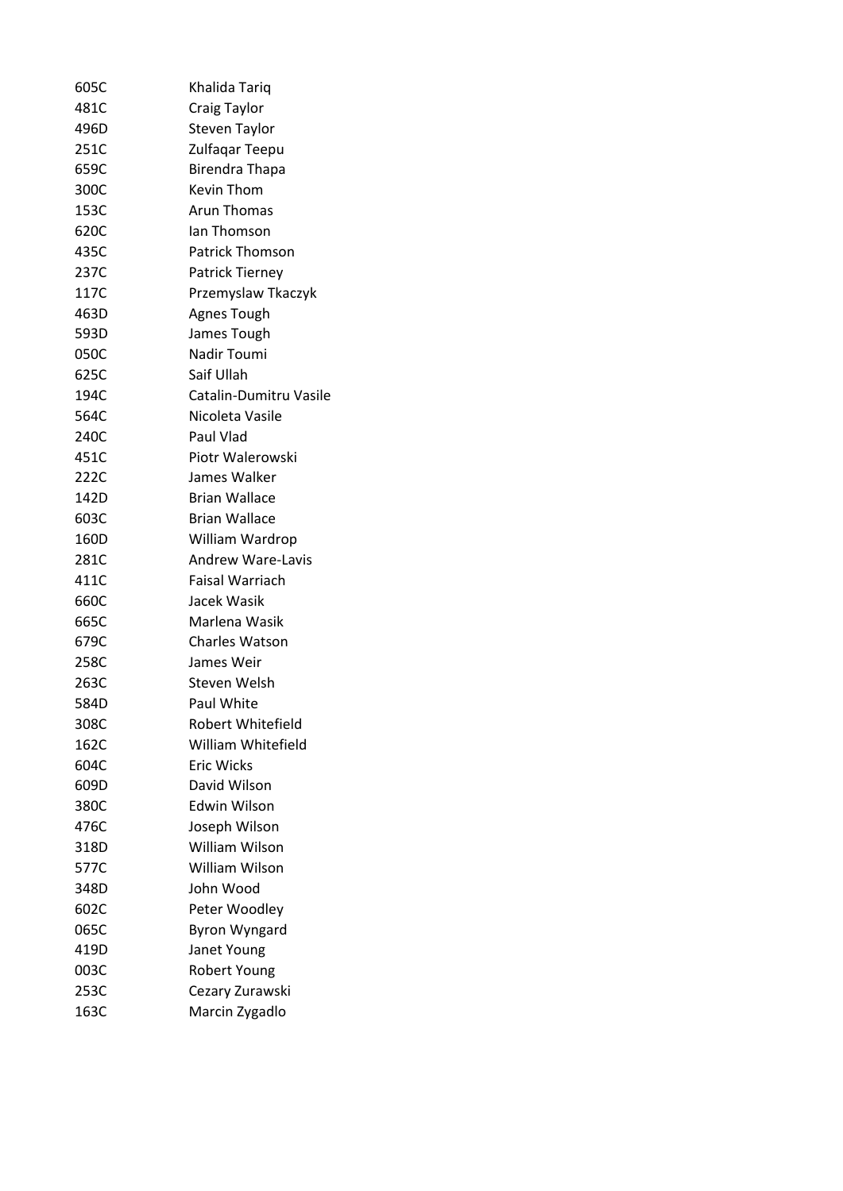| | |
|---|---|
| 605C | Khalida Tariq |
| 481C | Craig Taylor |
| 496D | Steven Taylor |
| 251C | Zulfaqar Teepu |
| 659C | Birendra Thapa |
| 300C | Kevin Thom |
| 153C | Arun Thomas |
| 620C | Ian Thomson |
| 435C | Patrick Thomson |
| 237C | Patrick Tierney |
| 117C | Przemyslaw Tkaczyk |
| 463D | Agnes Tough |
| 593D | James Tough |
| 050C | Nadir Toumi |
| 625C | Saif Ullah |
| 194C | Catalin-Dumitru Vasile |
| 564C | Nicoleta Vasile |
| 240C | Paul Vlad |
| 451C | Piotr Walerowski |
| 222C | James Walker |
| 142D | Brian Wallace |
| 603C | Brian Wallace |
| 160D | William Wardrop |
| 281C | Andrew Ware-Lavis |
| 411C | Faisal Warriach |
| 660C | Jacek Wasik |
| 665C | Marlena Wasik |
| 679C | Charles Watson |
| 258C | James Weir |
| 263C | Steven Welsh |
| 584D | Paul White |
| 308C | Robert Whitefield |
| 162C | William Whitefield |
| 604C | Eric Wicks |
| 609D | David Wilson |
| 380C | Edwin Wilson |
| 476C | Joseph Wilson |
| 318D | William Wilson |
| 577C | William Wilson |
| 348D | John Wood |
| 602C | Peter Woodley |
| 065C | Byron Wyngard |
| 419D | Janet Young |
| 003C | Robert Young |
| 253C | Cezary Zurawski |
| 163C | Marcin Zygadlo |